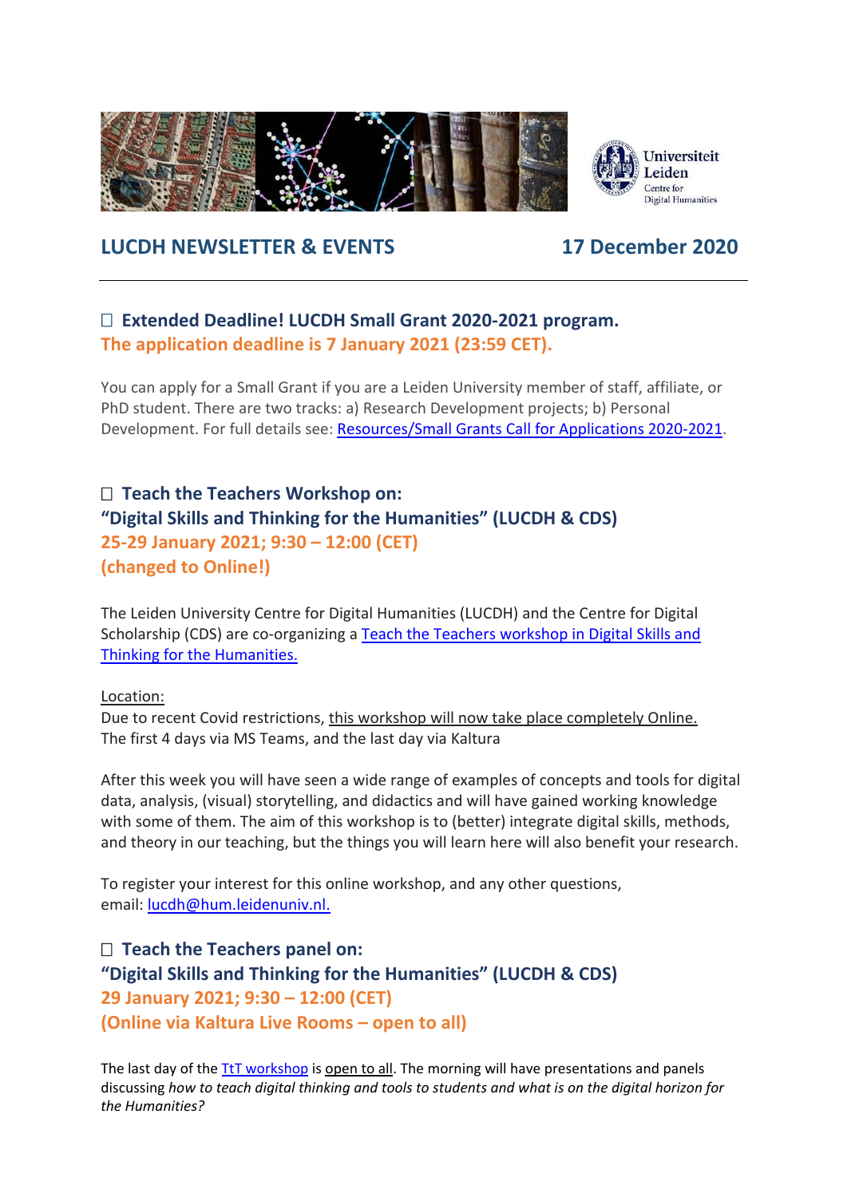# LUCDH NEWSLETTER & EVENTS 17 December 2020

---

## □ Extended Deadline! LUCDH Small Grant 2020-2021 program.

**The application deadline is 7 January 2021 (23:59 CET).**

You can apply for a Small Grant if you are a Leiden University member of staff, affiliate, or PhD student. There are two tracks: a) Research Development projects; b) Personal Development. For full details see: Resources/Small Grants Call for Applications 2020-2021.

## □ Teach the Teachers Workshop on: "Digital Skills and Thinking for the Humanities" (LUCDH & CDS)

**25-29 January 2021; 9:30 – 12:00 (CET)**
**(changed to Online!)**

The Leiden University Centre for Digital Humanities (LUCDH) and the Centre for Digital Scholarship (CDS) are co-organizing a Teach the Teachers workshop in Digital Skills and Thinking for the Humanities.

Location:
Due to recent Covid restrictions, this workshop will now take place completely Online.
The first 4 days via MS Teams, and the last day via Kaltura

After this week you will have seen a wide range of examples of concepts and tools for digital data, analysis, (visual) storytelling, and didactics and will have gained working knowledge with some of them. The aim of this workshop is to (better) integrate digital skills, methods, and theory in our teaching, but the things you will learn here will also benefit your research.

To register your interest for this online workshop, and any other questions, email: lucdh@hum.leidenuniv.nl.

## □ Teach the Teachers panel on: "Digital Skills and Thinking for the Humanities" (LUCDH & CDS)

**29 January 2021; 9:30 – 12:00 (CET)**
**(Online via Kaltura Live Rooms – open to all)**

The last day of the TtT workshop is open to all. The morning will have presentations and panels discussing *how to teach digital thinking and tools to students and what is on the digital horizon for the Humanities?*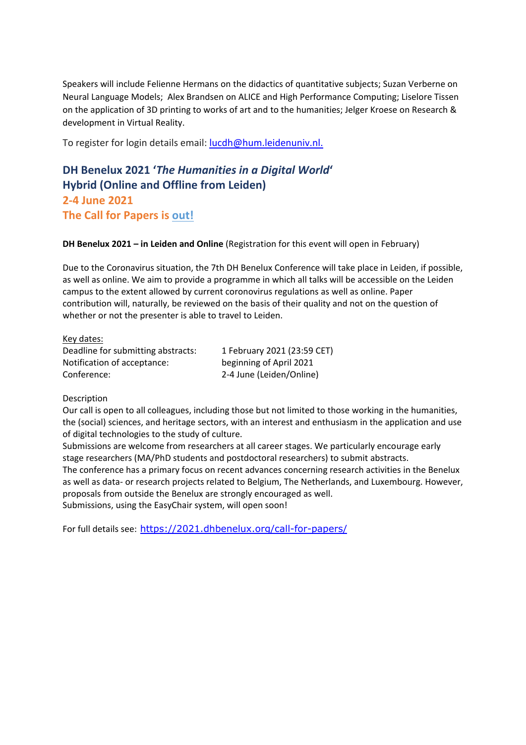Speakers will include Felienne Hermans on the didactics of quantitative subjects; Suzan Verberne on Neural Language Models; Alex Brandsen on ALICE and High Performance Computing; Liselore Tissen on the application of 3D printing to works of art and to the humanities; Jelger Kroese on Research & development in Virtual Reality.

To register for login details email: lucdh@hum.leidenuniv.nl.

## DH Benelux 2021 '*The Humanities in a Digital World*' Hybrid (Online and Offline from Leiden) 2-4 June 2021 The Call for Papers is out!

**DH Benelux 2021 – in Leiden and Online** (Registration for this event will open in February)

Due to the Coronavirus situation, the 7th DH Benelux Conference will take place in Leiden, if possible, as well as online. We aim to provide a programme in which all talks will be accessible on the Leiden campus to the extent allowed by current coronovirus regulations as well as online. Paper contribution will, naturally, be reviewed on the basis of their quality and not on the question of whether or not the presenter is able to travel to Leiden.

Key dates:

| | |
|---|---|
| Deadline for submitting abstracts: | 1 February 2021 (23:59 CET) |
| Notification of acceptance: | beginning of April 2021 |
| Conference: | 2-4 June (Leiden/Online) |

Description

Our call is open to all colleagues, including those but not limited to those working in the humanities, the (social) sciences, and heritage sectors, with an interest and enthusiasm in the application and use of digital technologies to the study of culture.

Submissions are welcome from researchers at all career stages. We particularly encourage early stage researchers (MA/PhD students and postdoctoral researchers) to submit abstracts.

The conference has a primary focus on recent advances concerning research activities in the Benelux as well as data- or research projects related to Belgium, The Netherlands, and Luxembourg. However, proposals from outside the Benelux are strongly encouraged as well.

Submissions, using the EasyChair system, will open soon!

For full details see: https://2021.dhbenelux.org/call-for-papers/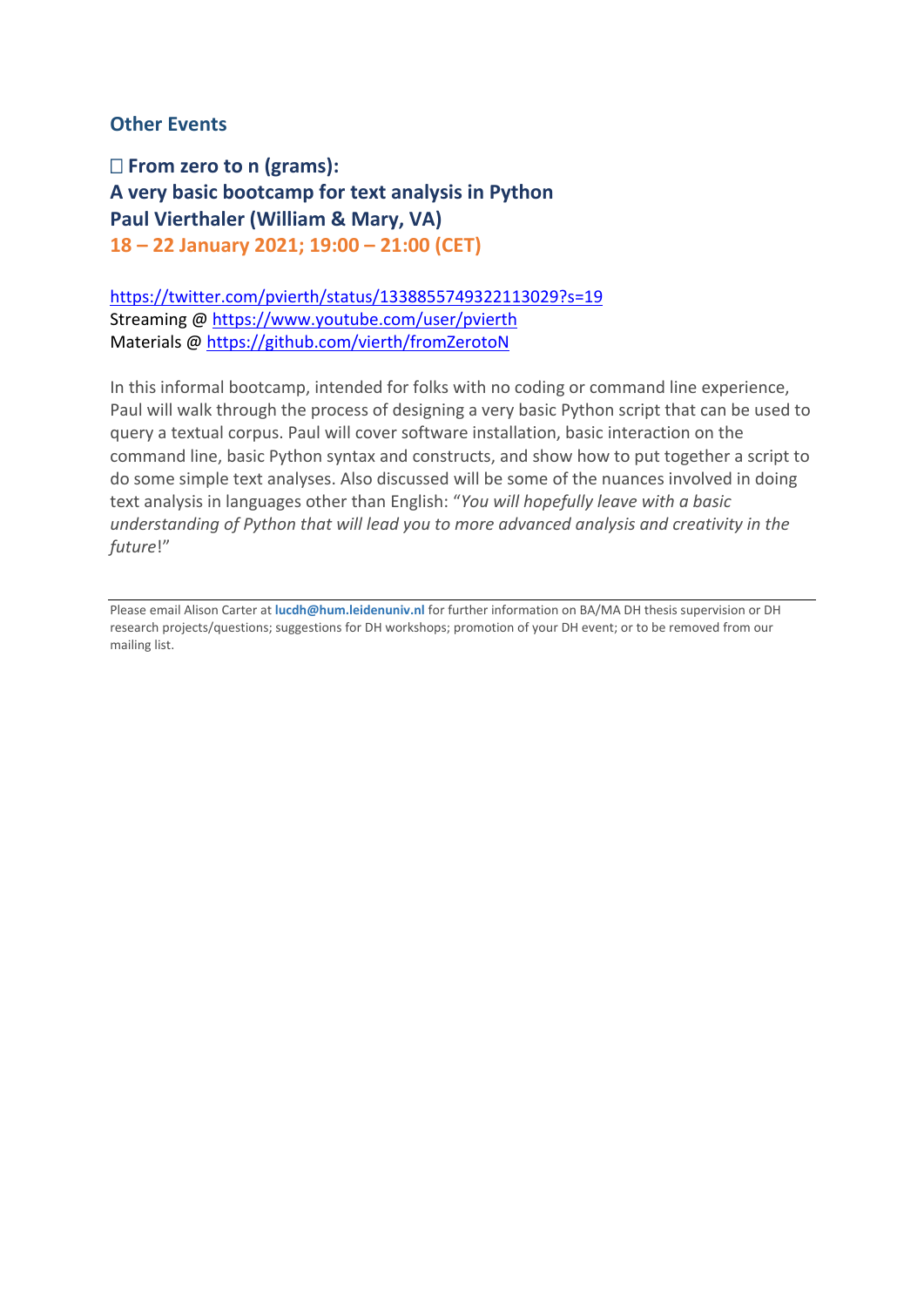## Other Events

### □ From zero to n (grams):
### A very basic bootcamp for text analysis in Python
### Paul Vierthaler (William & Mary, VA)
### 18 – 22 January 2021; 19:00 – 21:00 (CET)

https://twitter.com/pvierth/status/1338855749322113029?s=19
Streaming @ https://www.youtube.com/user/pvierth
Materials @ https://github.com/vierth/fromZerotoN

In this informal bootcamp, intended for folks with no coding or command line experience, Paul will walk through the process of designing a very basic Python script that can be used to query a textual corpus. Paul will cover software installation, basic interaction on the command line, basic Python syntax and constructs, and show how to put together a script to do some simple text analyses. Also discussed will be some of the nuances involved in doing text analysis in languages other than English: "*You will hopefully leave with a basic understanding of Python that will lead you to more advanced analysis and creativity in the future*!"

---

Please email Alison Carter at **lucdh@hum.leidenuniv.nl** for further information on BA/MA DH thesis supervision or DH research projects/questions; suggestions for DH workshops; promotion of your DH event; or to be removed from our mailing list.